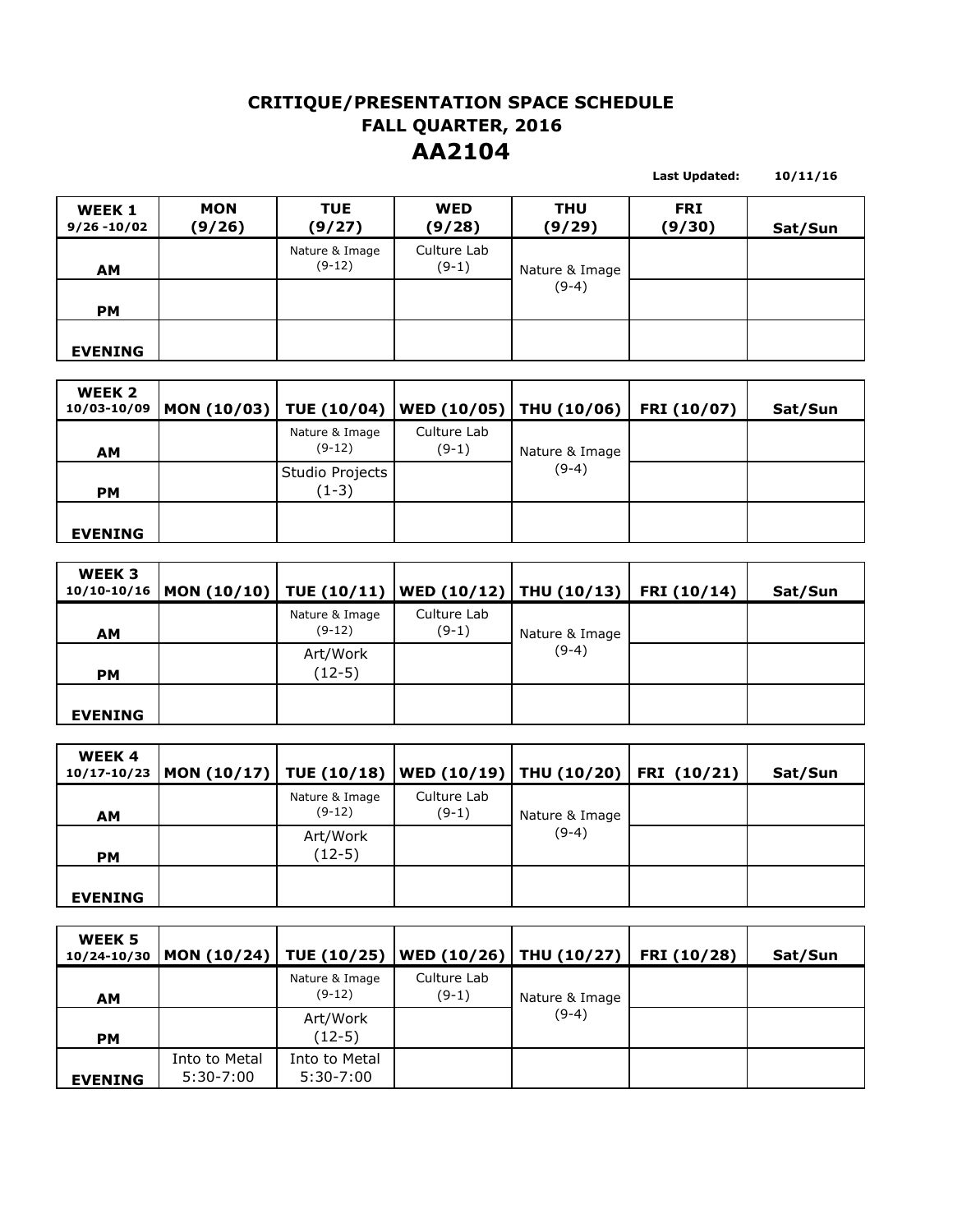# CRITIQUE/PRESENTATION SPACE SCHEDULE
## FALL QUARTER, 2016
# AA2104

**Last Updated:** **10/11/16**

| WEEK 1 9/26 -10/02 | MON (9/26) | TUE (9/27) | WED (9/28) | THU (9/29) | FRI (9/30) | Sat/Sun |
|---|---|---|---|---|---|---|
| AM | | Nature & Image (9-12) | Culture Lab (9-1) | Nature & Image (9-4) | | |
| PM | | | | | | |
| EVENING | | | | | | |

| WEEK 2 10/03-10/09 | MON (10/03) | TUE (10/04) | WED (10/05) | THU (10/06) | FRI (10/07) | Sat/Sun |
|---|---|---|---|---|---|---|
| AM | | Nature & Image (9-12) | Culture Lab (9-1) | Nature & Image (9-4) | | |
| PM | | Studio Projects (1-3) | | | | |
| EVENING | | | | | | |

| WEEK 3 10/10-10/16 | MON (10/10) | TUE (10/11) | WED (10/12) | THU (10/13) | FRI (10/14) | Sat/Sun |
|---|---|---|---|---|---|---|
| AM | | Nature & Image (9-12) | Culture Lab (9-1) | Nature & Image (9-4) | | |
| PM | | Art/Work (12-5) | | | | |
| EVENING | | | | | | |

| WEEK 4 10/17-10/23 | MON (10/17) | TUE (10/18) | WED (10/19) | THU (10/20) | FRI (10/21) | Sat/Sun |
|---|---|---|---|---|---|---|
| AM | | Nature & Image (9-12) | Culture Lab (9-1) | Nature & Image (9-4) | | |
| PM | | Art/Work (12-5) | | | | |
| EVENING | | | | | | |

| WEEK 5 10/24-10/30 | MON (10/24) | TUE (10/25) | WED (10/26) | THU (10/27) | FRI (10/28) | Sat/Sun |
|---|---|---|---|---|---|---|
| AM | | Nature & Image (9-12) | Culture Lab (9-1) | Nature & Image (9-4) | | |
| PM | | Art/Work (12-5) | | | | |
| EVENING | Into to Metal 5:30-7:00 | Into to Metal 5:30-7:00 | | | | |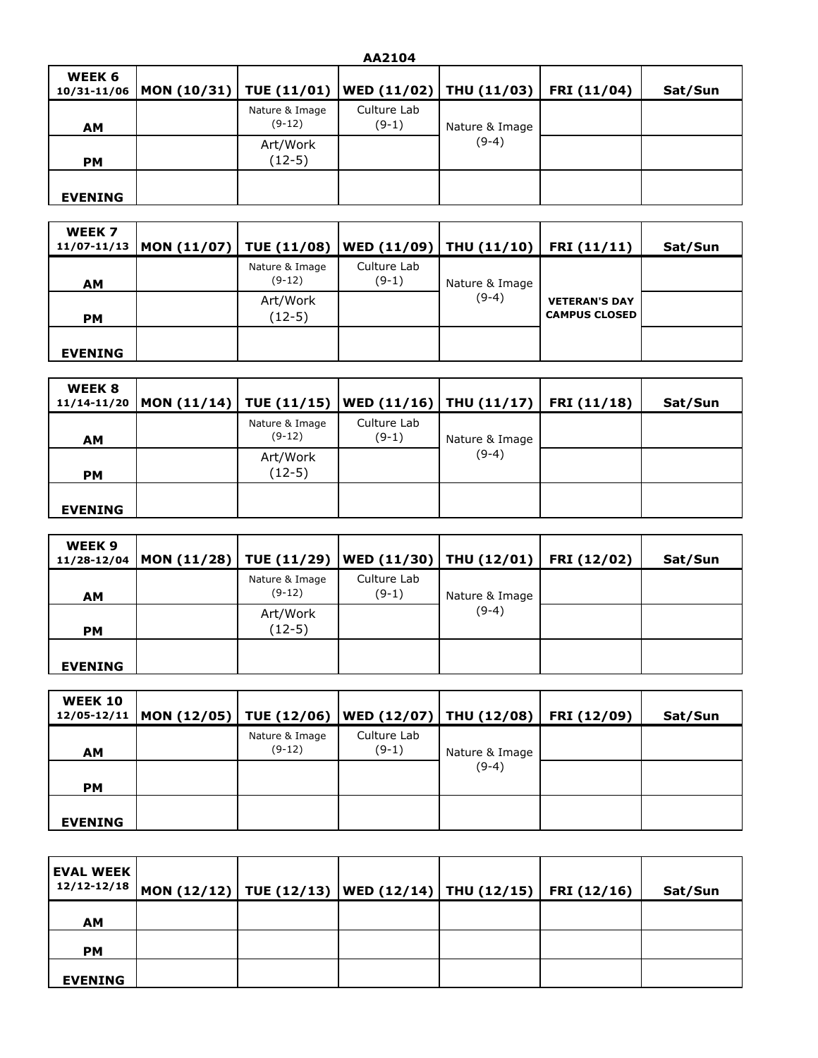**AA2104**

| WEEK 6 10/31-11/06 | MON (10/31) | TUE (11/01) | WED (11/02) | THU (11/03) | FRI (11/04) | Sat/Sun |
|---|---|---|---|---|---|---|
| AM | | Nature & Image (9-12) | Culture Lab (9-1) | Nature & Image (9-4) | | |
| PM | | Art/Work (12-5) | | | | |
| EVENING | | | | | | |

| WEEK 7 11/07-11/13 | MON (11/07) | TUE (11/08) | WED (11/09) | THU (11/10) | FRI (11/11) | Sat/Sun |
|---|---|---|---|---|---|---|
| AM | | Nature & Image (9-12) | Culture Lab (9-1) | Nature & Image (9-4) | **VETERAN'S DAY CAMPUS CLOSED** | |
| PM | | Art/Work (12-5) | | | | |
| EVENING | | | | | | |

| WEEK 8 11/14-11/20 | MON (11/14) | TUE (11/15) | WED (11/16) | THU (11/17) | FRI (11/18) | Sat/Sun |
|---|---|---|---|---|---|---|
| AM | | Nature & Image (9-12) | Culture Lab (9-1) | Nature & Image (9-4) | | |
| PM | | Art/Work (12-5) | | | | |
| EVENING | | | | | | |

| WEEK 9 11/28-12/04 | MON (11/28) | TUE (11/29) | WED (11/30) | THU (12/01) | FRI (12/02) | Sat/Sun |
|---|---|---|---|---|---|---|
| AM | | Nature & Image (9-12) | Culture Lab (9-1) | Nature & Image (9-4) | | |
| PM | | Art/Work (12-5) | | | | |
| EVENING | | | | | | |

| WEEK 10 12/05-12/11 | MON (12/05) | TUE (12/06) | WED (12/07) | THU (12/08) | FRI (12/09) | Sat/Sun |
|---|---|---|---|---|---|---|
| AM | | Nature & Image (9-12) | Culture Lab (9-1) | Nature & Image (9-4) | | |
| PM | | | | | | |
| EVENING | | | | | | |

| EVAL WEEK 12/12-12/18 | MON (12/12) | TUE (12/13) | WED (12/14) | THU (12/15) | FRI (12/16) | Sat/Sun |
|---|---|---|---|---|---|---|
| AM | | | | | | |
| PM | | | | | | |
| EVENING | | | | | | |